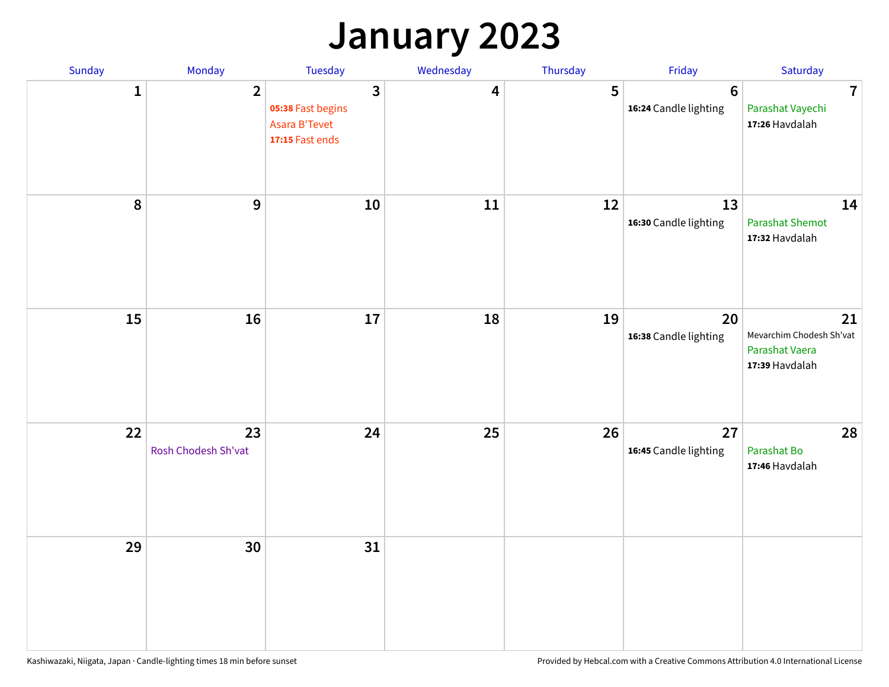# January 2023

| Sunday | Monday | Tuesday | Wednesday | Thursday | Friday | Saturday |
|---|---|---|---|---|---|---|
| 1 | 2 | 3<br>**05:38** Fast begins<br>Asara B'Tevet<br>**17:15** Fast ends | 4 | 5 | 6<br>**16:24** Candle lighting | 7<br>Parashat Vayechi<br>**17:26** Havdalah |
| 8 | 9 | 10 | 11 | 12 | 13<br>**16:30** Candle lighting | 14<br>Parashat Shemot<br>**17:32** Havdalah |
| 15 | 16 | 17 | 18 | 19 | 20<br>**16:38** Candle lighting | 21<br>Mevarchim Chodesh Sh'vat<br>Parashat Vaera<br>**17:39** Havdalah |
| 22 | 23<br>Rosh Chodesh Sh'vat | 24 | 25 | 26 | 27<br>**16:45** Candle lighting | 28<br>Parashat Bo<br>**17:46** Havdalah |
| 29 | 30 | 31 | | | | |

Kashiwazaki, Niigata, Japan · Candle-lighting times 18 min before sunset

Provided by Hebcal.com with a Creative Commons Attribution 4.0 International License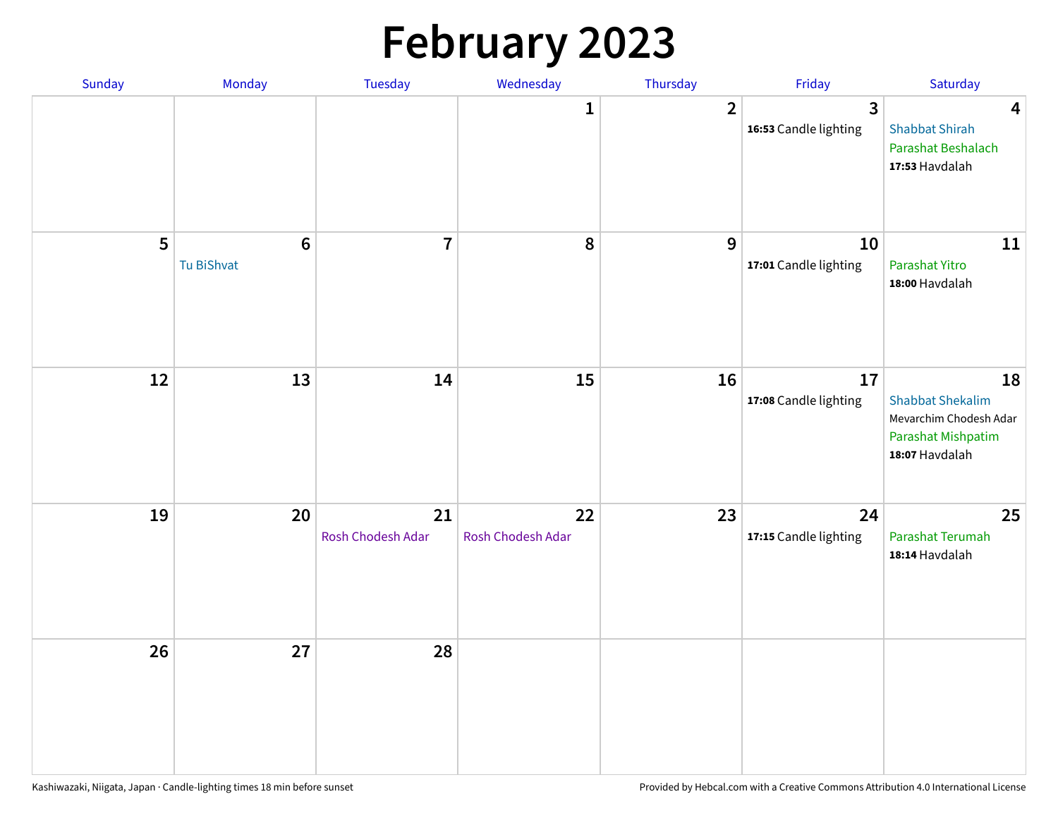# February 2023

| Sunday | Monday | Tuesday | Wednesday | Thursday | Friday | Saturday |
|---|---|---|---|---|---|---|
| | | | 1 | 2 | 3<br>**16:53** Candle lighting | 4<br>Shabbat Shirah<br>Parashat Beshalach<br>**17:53** Havdalah |
| 5 | 6<br>Tu BiShvat | 7 | 8 | 9 | 10<br>**17:01** Candle lighting | 11<br>Parashat Yitro<br>**18:00** Havdalah |
| 12 | 13 | 14 | 15 | 16 | 17<br>**17:08** Candle lighting | 18<br>Shabbat Shekalim<br>Mevarchim Chodesh Adar<br>Parashat Mishpatim<br>**18:07** Havdalah |
| 19 | 20 | 21<br>Rosh Chodesh Adar | 22<br>Rosh Chodesh Adar | 23 | 24<br>**17:15** Candle lighting | 25<br>Parashat Terumah<br>**18:14** Havdalah |
| 26 | 27 | 28 | | | | |

Kashiwazaki, Niigata, Japan · Candle-lighting times 18 min before sunset

Provided by Hebcal.com with a Creative Commons Attribution 4.0 International License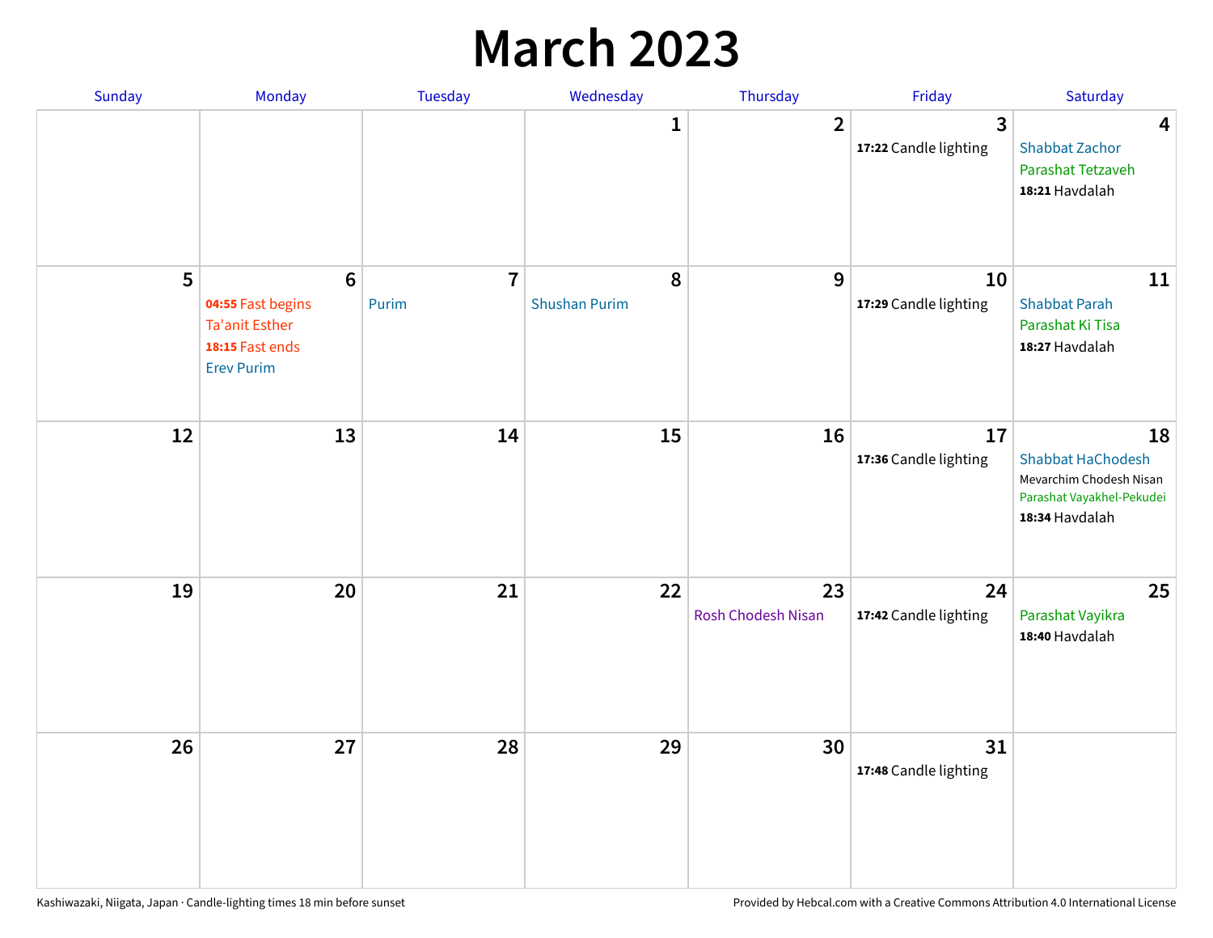# March 2023

| Sunday | Monday | Tuesday | Wednesday | Thursday | Friday | Saturday |
|---|---|---|---|---|---|---|
| | | | 1 | 2 | 3<br>**17:22** Candle lighting | 4<br>Shabbat Zachor<br>Parashat Tetzaveh<br>**18:21** Havdalah |
| 5 | 6<br>**04:55** Fast begins<br>Ta'anit Esther<br>**18:15** Fast ends<br>Erev Purim | 7<br>Purim | 8<br>Shushan Purim | 9 | 10<br>**17:29** Candle lighting | 11<br>Shabbat Parah<br>Parashat Ki Tisa<br>**18:27** Havdalah |
| 12 | 13 | 14 | 15 | 16 | 17<br>**17:36** Candle lighting | 18<br>Shabbat HaChodesh<br>Mevarchim Chodesh Nisan<br>Parashat Vayakhel-Pekudei<br>**18:34** Havdalah |
| 19 | 20 | 21 | 22 | 23<br>Rosh Chodesh Nisan | 24<br>**17:42** Candle lighting | 25<br>Parashat Vayikra<br>**18:40** Havdalah |
| 26 | 27 | 28 | 29 | 30 | 31<br>**17:48** Candle lighting | |

Kashiwazaki, Niigata, Japan · Candle-lighting times 18 min before sunset

Provided by Hebcal.com with a Creative Commons Attribution 4.0 International License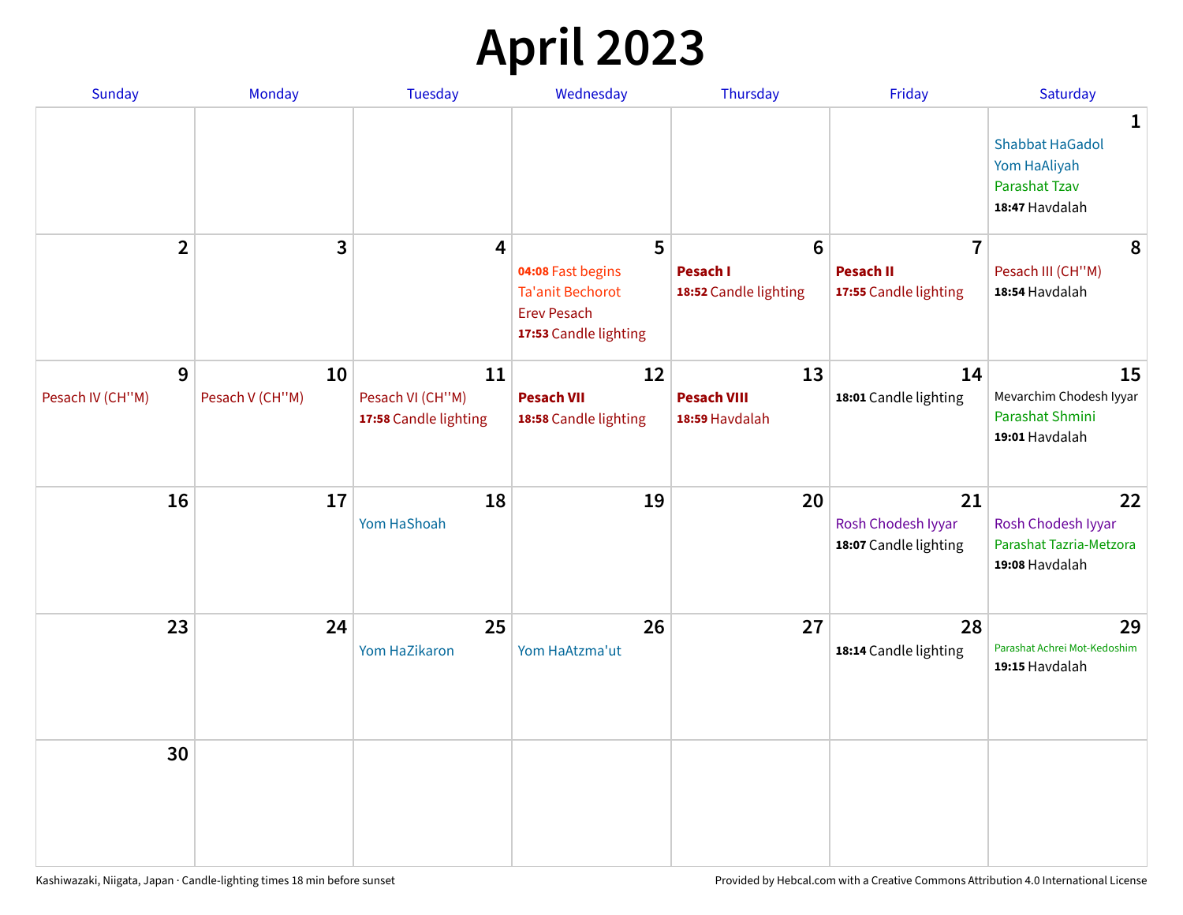# April 2023

| Sunday | Monday | Tuesday | Wednesday | Thursday | Friday | Saturday |
|---|---|---|---|---|---|---|
| | | | | | | **1**<br>Shabbat HaGadol<br>Yom HaAliyah<br>Parashat Tzav<br>**18:47** Havdalah |
| **2** | **3** | **4** | **5**<br>**04:08** Fast begins<br>Ta'anit Bechorot<br>Erev Pesach<br>**17:53** Candle lighting | **6**<br>**Pesach I**<br>**18:52** Candle lighting | **7**<br>**Pesach II**<br>**17:55** Candle lighting | **8**<br>Pesach III (CH''M)<br>**18:54** Havdalah |
| **9**<br>Pesach IV (CH''M) | **10**<br>Pesach V (CH''M) | **11**<br>Pesach VI (CH''M)<br>**17:58** Candle lighting | **12**<br>**Pesach VII**<br>**18:58** Candle lighting | **13**<br>**Pesach VIII**<br>**18:59** Havdalah | **14**<br>**18:01** Candle lighting | **15**<br>Mevarchim Chodesh Iyyar<br>Parashat Shmini<br>**19:01** Havdalah |
| **16** | **17** | **18**<br>Yom HaShoah | **19** | **20** | **21**<br>Rosh Chodesh Iyyar<br>**18:07** Candle lighting | **22**<br>Rosh Chodesh Iyyar<br>Parashat Tazria-Metzora<br>**19:08** Havdalah |
| **23** | **24** | **25**<br>Yom HaZikaron | **26**<br>Yom HaAtzma'ut | **27** | **28**<br>**18:14** Candle lighting | **29**<br>Parashat Achrei Mot-Kedoshim<br>**19:15** Havdalah |
| **30** | | | | | | |

Kashiwazaki, Niigata, Japan · Candle-lighting times 18 min before sunset

Provided by Hebcal.com with a Creative Commons Attribution 4.0 International License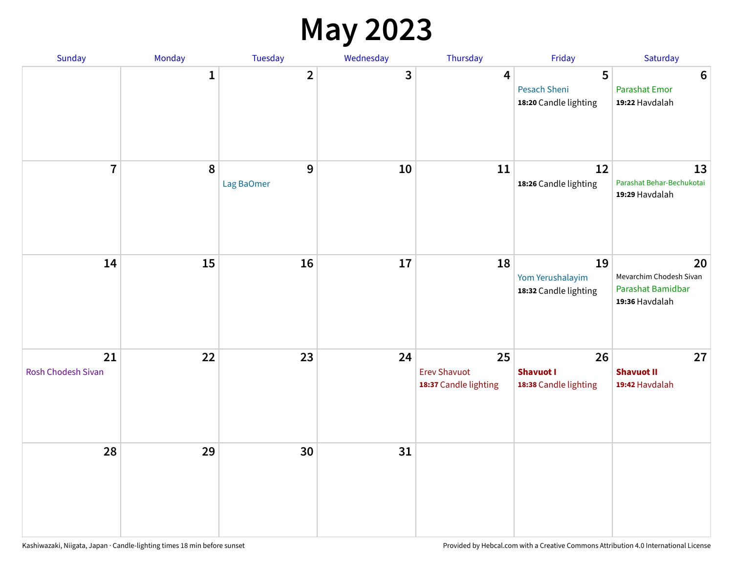# May 2023

| Sunday | Monday | Tuesday | Wednesday | Thursday | Friday | Saturday |
|---|---|---|---|---|---|---|
| | 1 | 2 | 3 | 4 | 5<br>Pesach Sheni<br>**18:20** Candle lighting | 6<br>Parashat Emor<br>**19:22** Havdalah |
| 7 | 8 | 9<br>Lag BaOmer | 10 | 11 | 12<br>**18:26** Candle lighting | 13<br>Parashat Behar-Bechukotai<br>**19:29** Havdalah |
| 14 | 15 | 16 | 17 | 18 | 19<br>Yom Yerushalayim<br>**18:32** Candle lighting | 20<br>Mevarchim Chodesh Sivan<br>Parashat Bamidbar<br>**19:36** Havdalah |
| 21<br>Rosh Chodesh Sivan | 22 | 23 | 24 | 25<br>Erev Shavuot<br>**18:37** Candle lighting | 26<br>**Shavuot I**<br>**18:38** Candle lighting | 27<br>**Shavuot II**<br>**19:42** Havdalah |
| 28 | 29 | 30 | 31 | | | |

Kashiwazaki, Niigata, Japan · Candle-lighting times 18 min before sunset

Provided by Hebcal.com with a Creative Commons Attribution 4.0 International License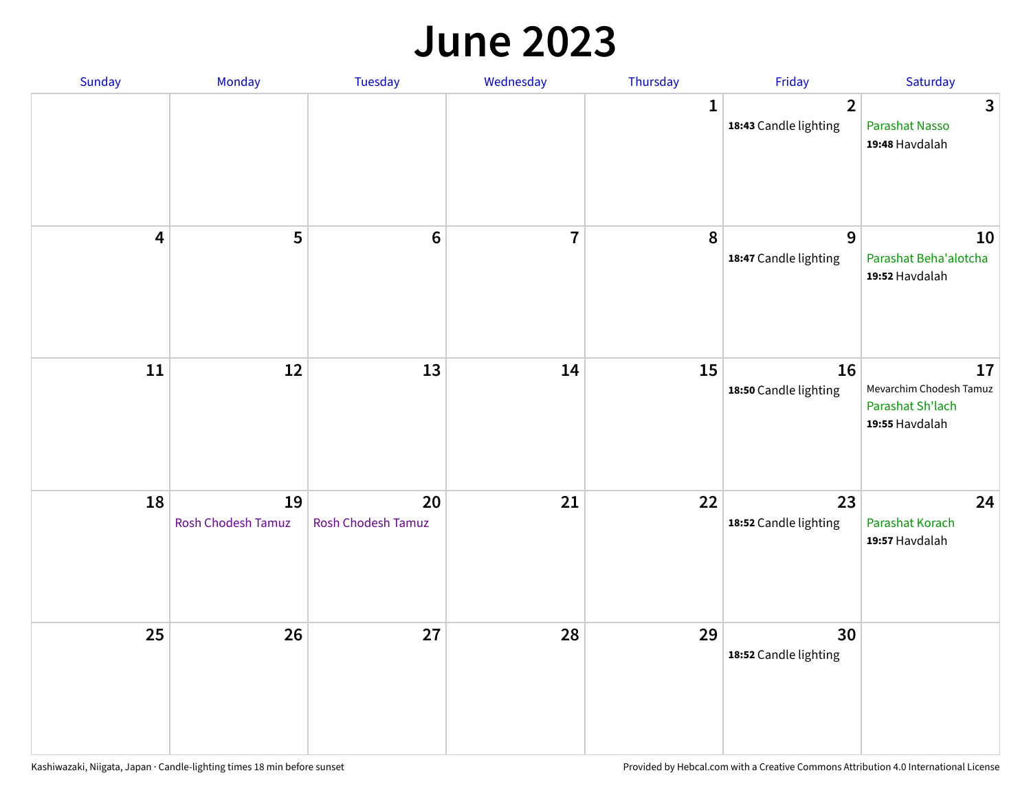# June 2023

| Sunday | Monday | Tuesday | Wednesday | Thursday | Friday | Saturday |
|---|---|---|---|---|---|---|
| | | | | 1 | 2<br>**18:43** Candle lighting | 3<br>Parashat Nasso<br>**19:48** Havdalah |
| 4 | 5 | 6 | 7 | 8 | 9<br>**18:47** Candle lighting | 10<br>Parashat Beha'alotcha<br>**19:52** Havdalah |
| 11 | 12 | 13 | 14 | 15 | 16<br>**18:50** Candle lighting | 17<br>Mevarchim Chodesh Tamuz<br>Parashat Sh'lach<br>**19:55** Havdalah |
| 18 | 19<br>Rosh Chodesh Tamuz | 20<br>Rosh Chodesh Tamuz | 21 | 22 | 23<br>**18:52** Candle lighting | 24<br>Parashat Korach<br>**19:57** Havdalah |
| 25 | 26 | 27 | 28 | 29 | 30<br>**18:52** Candle lighting | |

Kashiwazaki, Niigata, Japan · Candle-lighting times 18 min before sunset

Provided by Hebcal.com with a Creative Commons Attribution 4.0 International License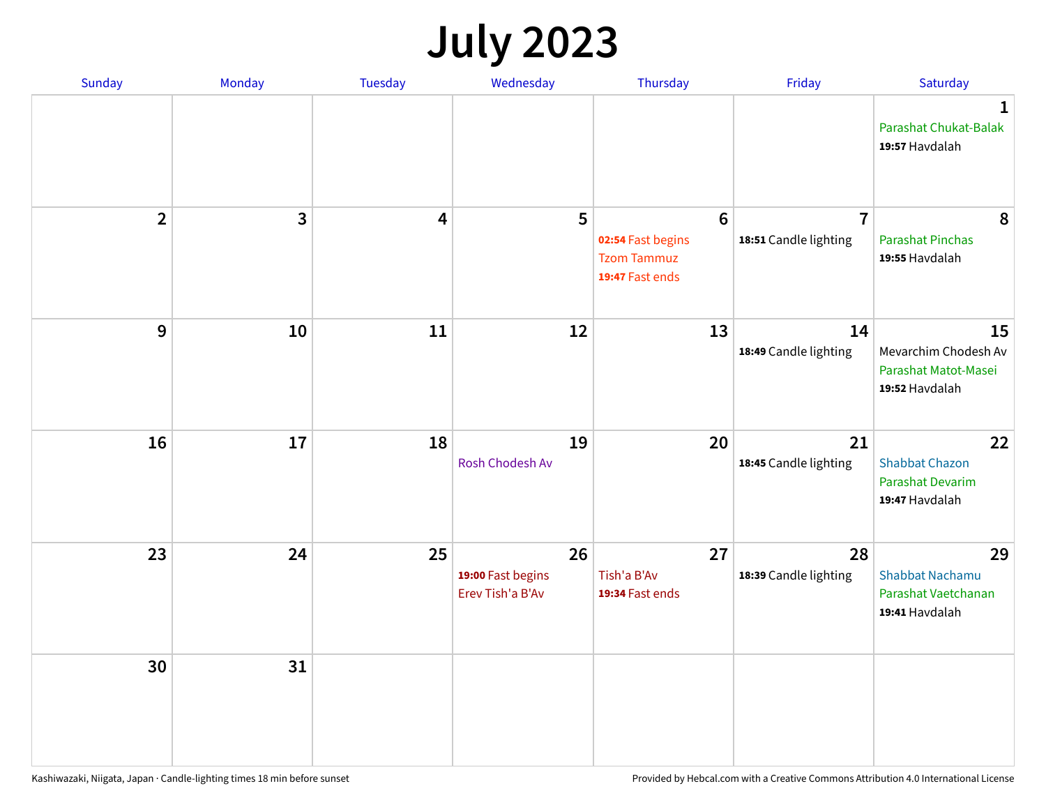# July 2023

| Sunday | Monday | Tuesday | Wednesday | Thursday | Friday | Saturday |
|---|---|---|---|---|---|---|
| | | | | | | **1**<br>Parashat Chukat-Balak<br>**19:57** Havdalah |
| **2** | **3** | **4** | **5** | **6**<br>**02:54** Fast begins<br>Tzom Tammuz<br>**19:47** Fast ends | **7**<br>**18:51** Candle lighting | **8**<br>Parashat Pinchas<br>**19:55** Havdalah |
| **9** | **10** | **11** | **12** | **13** | **14**<br>**18:49** Candle lighting | **15**<br>Mevarchim Chodesh Av<br>Parashat Matot-Masei<br>**19:52** Havdalah |
| **16** | **17** | **18** | **19**<br>Rosh Chodesh Av | **20** | **21**<br>**18:45** Candle lighting | **22**<br>Shabbat Chazon<br>Parashat Devarim<br>**19:47** Havdalah |
| **23** | **24** | **25** | **26**<br>**19:00** Fast begins<br>Erev Tish'a B'Av | **27**<br>Tish'a B'Av<br>**19:34** Fast ends | **28**<br>**18:39** Candle lighting | **29**<br>Shabbat Nachamu<br>Parashat Vaetchanan<br>**19:41** Havdalah |
| **30** | **31** | | | | | |

Kashiwazaki, Niigata, Japan · Candle-lighting times 18 min before sunset

Provided by Hebcal.com with a Creative Commons Attribution 4.0 International License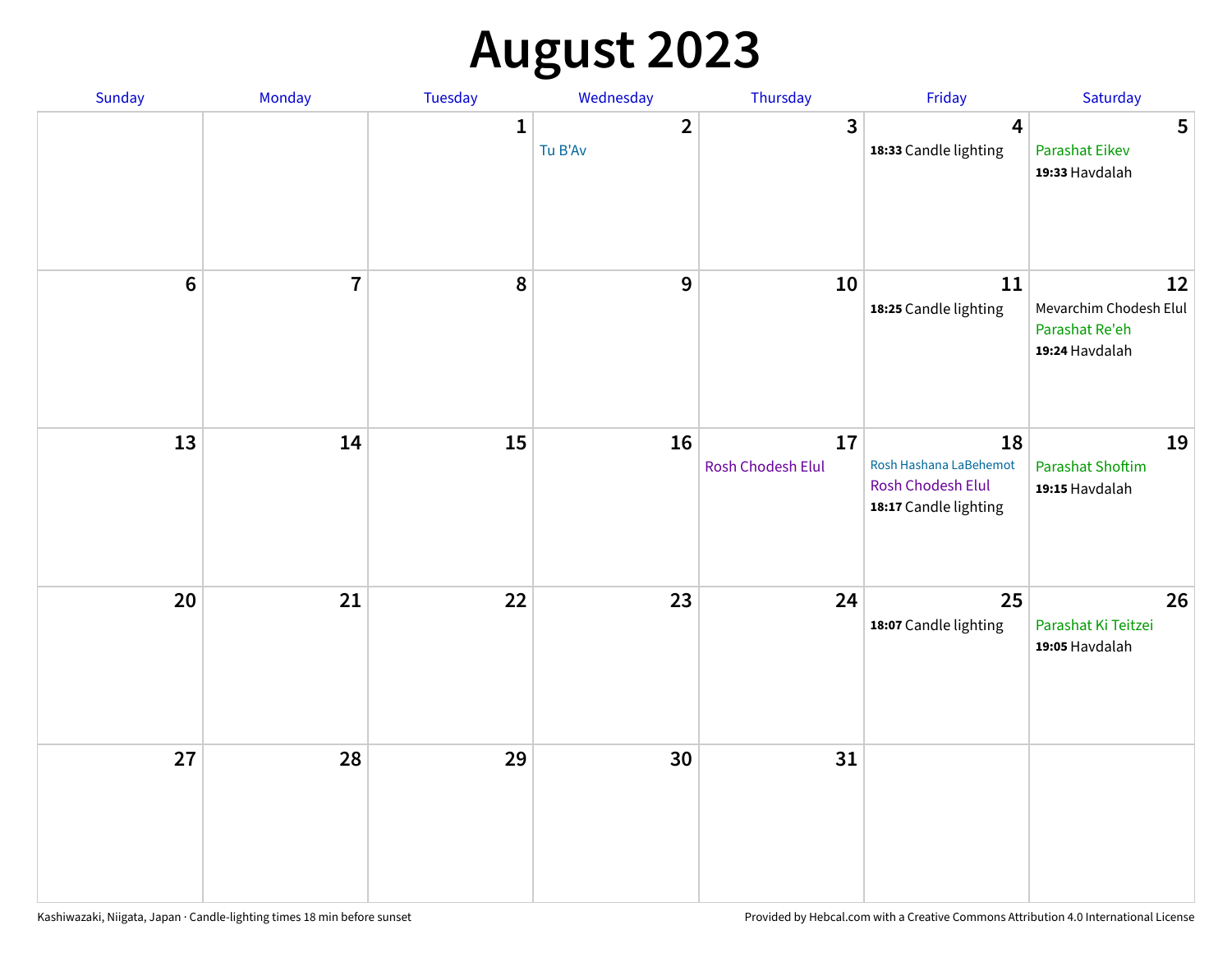# August 2023

| Sunday | Monday | Tuesday | Wednesday | Thursday | Friday | Saturday |
|---|---|---|---|---|---|---|
| | | 1 | 2<br>Tu B'Av | 3 | 4<br>**18:33** Candle lighting | 5<br>Parashat Eikev<br>**19:33** Havdalah |
| 6 | 7 | 8 | 9 | 10 | 11<br>**18:25** Candle lighting | 12<br>Mevarchim Chodesh Elul<br>Parashat Re'eh<br>**19:24** Havdalah |
| 13 | 14 | 15 | 16 | 17<br>Rosh Chodesh Elul | 18<br>Rosh Hashana LaBehemot<br>Rosh Chodesh Elul<br>**18:17** Candle lighting | 19<br>Parashat Shoftim<br>**19:15** Havdalah |
| 20 | 21 | 22 | 23 | 24 | 25<br>**18:07** Candle lighting | 26<br>Parashat Ki Teitzei<br>**19:05** Havdalah |
| 27 | 28 | 29 | 30 | 31 | | |

Kashiwazaki, Niigata, Japan · Candle-lighting times 18 min before sunset

Provided by Hebcal.com with a Creative Commons Attribution 4.0 International License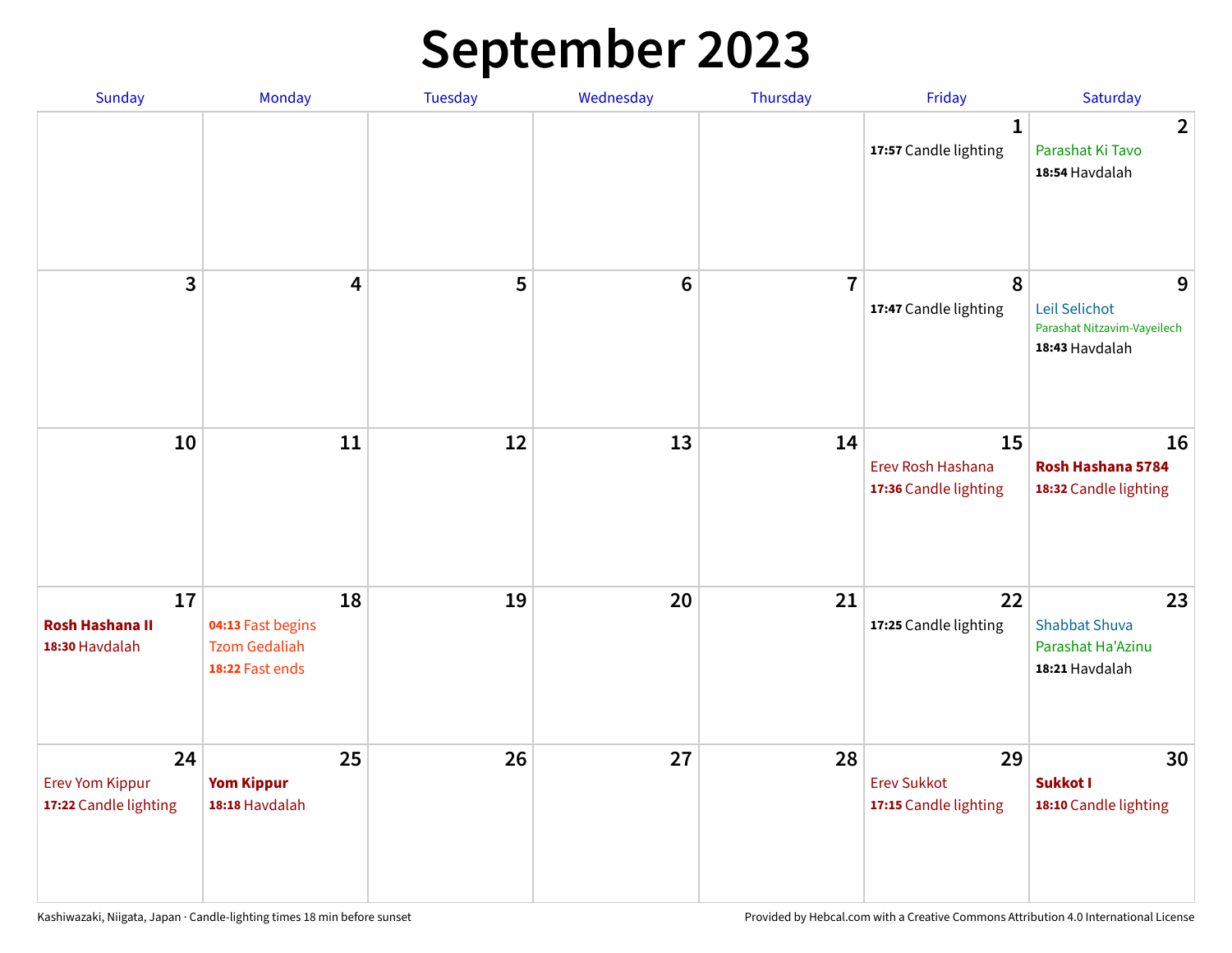# September 2023

| Sunday | Monday | Tuesday | Wednesday | Thursday | Friday | Saturday |
|---|---|---|---|---|---|---|
| | | | | | **1**<br>**17:57** Candle lighting | **2**<br>Parashat Ki Tavo<br>**18:54** Havdalah |
| **3** | **4** | **5** | **6** | **7** | **8**<br>**17:47** Candle lighting | **9**<br>Leil Selichot<br>Parashat Nitzavim-Vayeilech<br>**18:43** Havdalah |
| **10** | **11** | **12** | **13** | **14** | **15**<br>Erev Rosh Hashana<br>**17:36** Candle lighting | **16**<br>**Rosh Hashana 5784**<br>**18:32** Candle lighting |
| **17**<br>**Rosh Hashana II**<br>**18:30** Havdalah | **18**<br>**04:13** Fast begins<br>Tzom Gedaliah<br>**18:22** Fast ends | **19** | **20** | **21** | **22**<br>**17:25** Candle lighting | **23**<br>Shabbat Shuva<br>Parashat Ha'Azinu<br>**18:21** Havdalah |
| **24**<br>Erev Yom Kippur<br>**17:22** Candle lighting | **25**<br>**Yom Kippur**<br>**18:18** Havdalah | **26** | **27** | **28** | **29**<br>Erev Sukkot<br>**17:15** Candle lighting | **30**<br>**Sukkot I**<br>**18:10** Candle lighting |

Kashiwazaki, Niigata, Japan · Candle-lighting times 18 min before sunset

Provided by Hebcal.com with a Creative Commons Attribution 4.0 International License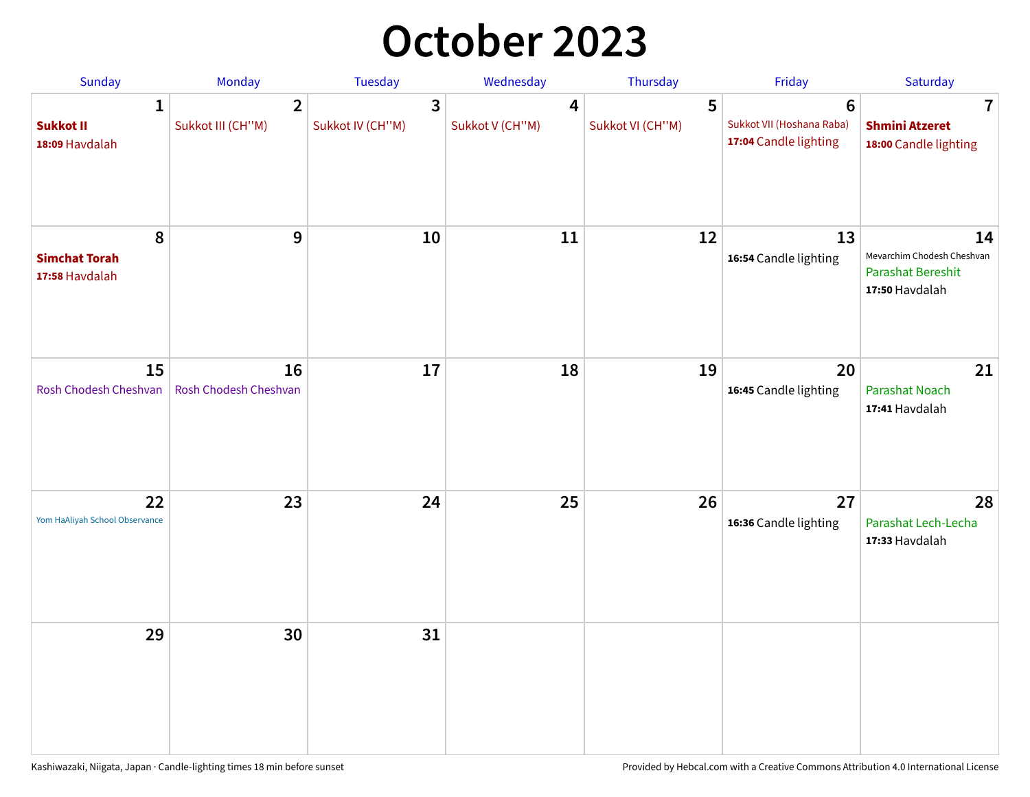# October 2023

| Sunday | Monday | Tuesday | Wednesday | Thursday | Friday | Saturday |
|---|---|---|---|---|---|---|
| **1**<br>**Sukkot II**<br>**18:09** Havdalah | **2**<br>Sukkot III (CH''M) | **3**<br>Sukkot IV (CH''M) | **4**<br>Sukkot V (CH''M) | **5**<br>Sukkot VI (CH''M) | **6**<br>Sukkot VII (Hoshana Raba)<br>**17:04** Candle lighting | **7**<br>**Shmini Atzeret**<br>**18:00** Candle lighting |
| **8**<br>**Simchat Torah**<br>**17:58** Havdalah | **9** | **10** | **11** | **12** | **13**<br>**16:54** Candle lighting | **14**<br>Mevarchim Chodesh Cheshvan<br>Parashat Bereshit<br>**17:50** Havdalah |
| **15**<br>Rosh Chodesh Cheshvan | **16**<br>Rosh Chodesh Cheshvan | **17** | **18** | **19** | **20**<br>**16:45** Candle lighting | **21**<br>Parashat Noach<br>**17:41** Havdalah |
| **22**<br>Yom HaAliyah School Observance | **23** | **24** | **25** | **26** | **27**<br>**16:36** Candle lighting | **28**<br>Parashat Lech-Lecha<br>**17:33** Havdalah |
| **29** | **30** | **31** | | | | |

Kashiwazaki, Niigata, Japan · Candle-lighting times 18 min before sunset

Provided by Hebcal.com with a Creative Commons Attribution 4.0 International License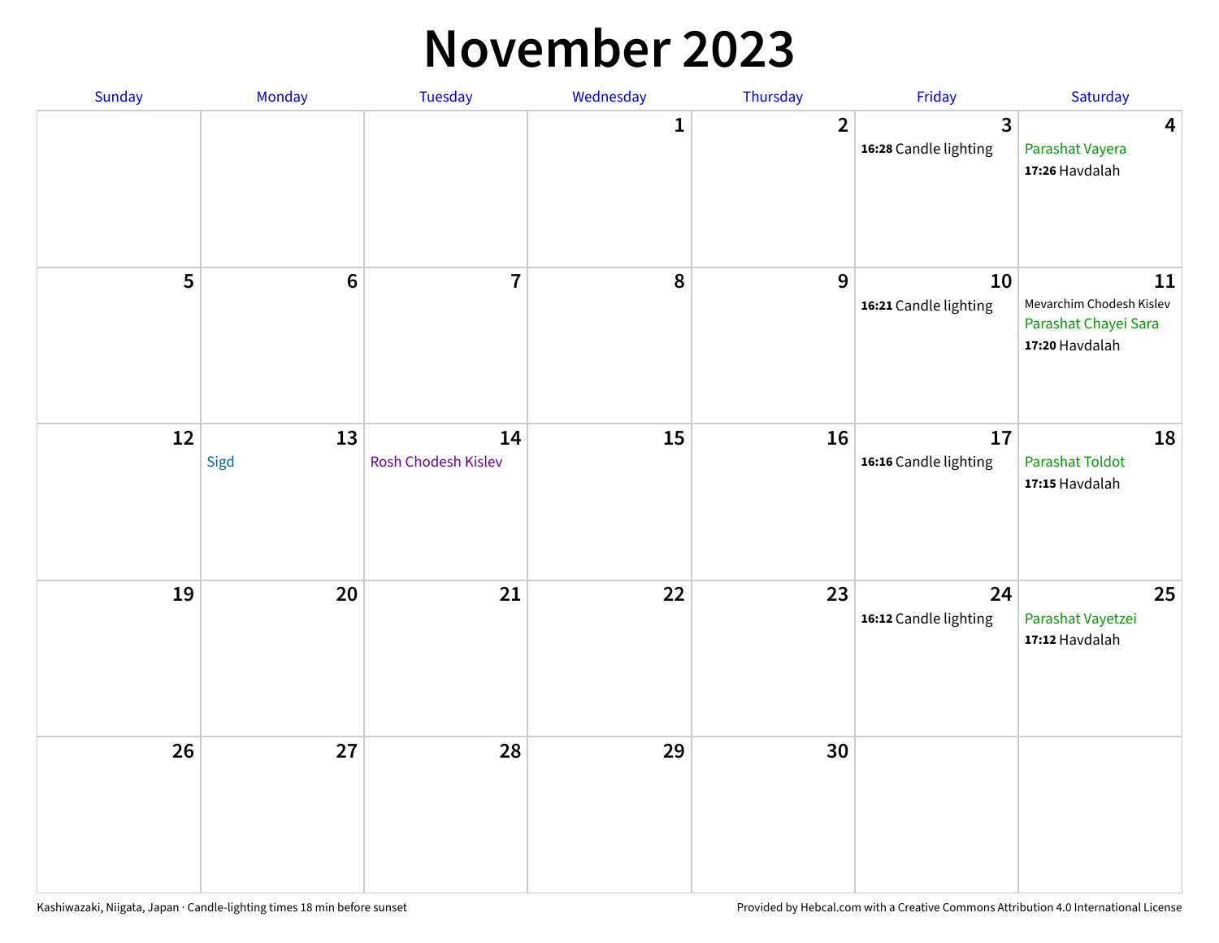# November 2023

| Sunday | Monday | Tuesday | Wednesday | Thursday | Friday | Saturday |
| --- | --- | --- | --- | --- | --- | --- |
| | | | 1 | 2 | 3<br>**16:28** Candle lighting | 4<br>Parashat Vayera<br>**17:26** Havdalah |
| 5 | 6 | 7 | 8 | 9 | 10<br>**16:21** Candle lighting | 11<br>Mevarchim Chodesh Kislev<br>Parashat Chayei Sara<br>**17:20** Havdalah |
| 12 | 13<br>Sigd | 14<br>Rosh Chodesh Kislev | 15 | 16 | 17<br>**16:16** Candle lighting | 18<br>Parashat Toldot<br>**17:15** Havdalah |
| 19 | 20 | 21 | 22 | 23 | 24<br>**16:12** Candle lighting | 25<br>Parashat Vayetzei<br>**17:12** Havdalah |
| 26 | 27 | 28 | 29 | 30 | | |

Kashiwazaki, Niigata, Japan · Candle-lighting times 18 min before sunset

Provided by Hebcal.com with a Creative Commons Attribution 4.0 International License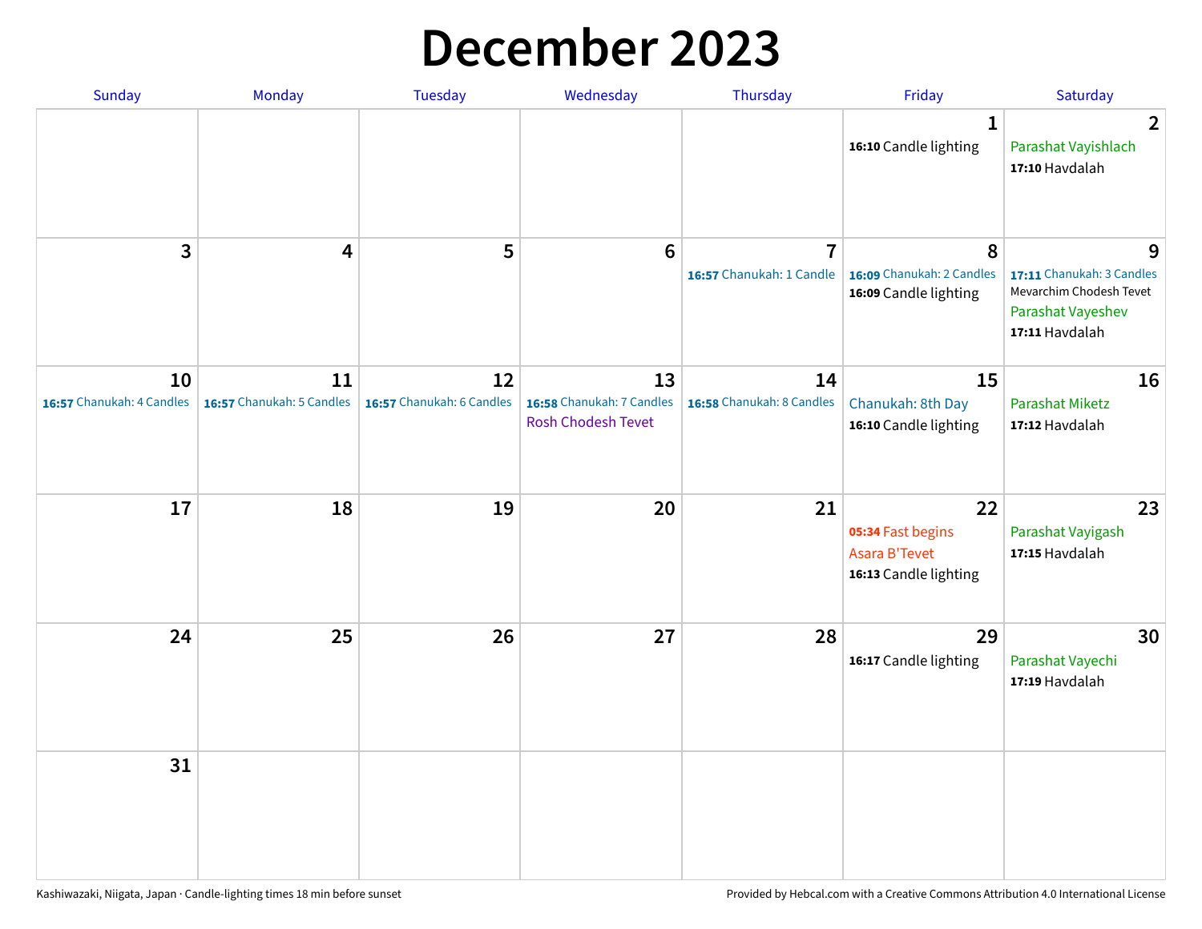# December 2023

| Sunday | Monday | Tuesday | Wednesday | Thursday | Friday | Saturday |
| --- | --- | --- | --- | --- | --- | --- |
| | | | | | **1**<br>**16:10** Candle lighting | **2**<br>Parashat Vayishlach<br>**17:10** Havdalah |
| **3** | **4** | **5** | **6** | **7**<br>**16:57** Chanukah: 1 Candle | **8**<br>**16:09** Chanukah: 2 Candles<br>**16:09** Candle lighting | **9**<br>**17:11** Chanukah: 3 Candles<br>Mevarchim Chodesh Tevet<br>Parashat Vayeshev<br>**17:11** Havdalah |
| **10**<br>**16:57** Chanukah: 4 Candles | **11**<br>**16:57** Chanukah: 5 Candles | **12**<br>**16:57** Chanukah: 6 Candles | **13**<br>**16:58** Chanukah: 7 Candles<br>Rosh Chodesh Tevet | **14**<br>**16:58** Chanukah: 8 Candles | **15**<br>Chanukah: 8th Day<br>**16:10** Candle lighting | **16**<br>Parashat Miketz<br>**17:12** Havdalah |
| **17** | **18** | **19** | **20** | **21** | **22**<br>**05:34** Fast begins<br>Asara B'Tevet<br>**16:13** Candle lighting | **23**<br>Parashat Vayigash<br>**17:15** Havdalah |
| **24** | **25** | **26** | **27** | **28** | **29**<br>**16:17** Candle lighting | **30**<br>Parashat Vayechi<br>**17:19** Havdalah |
| **31** | | | | | | |

Kashiwazaki, Niigata, Japan · Candle-lighting times 18 min before sunset

Provided by Hebcal.com with a Creative Commons Attribution 4.0 International License